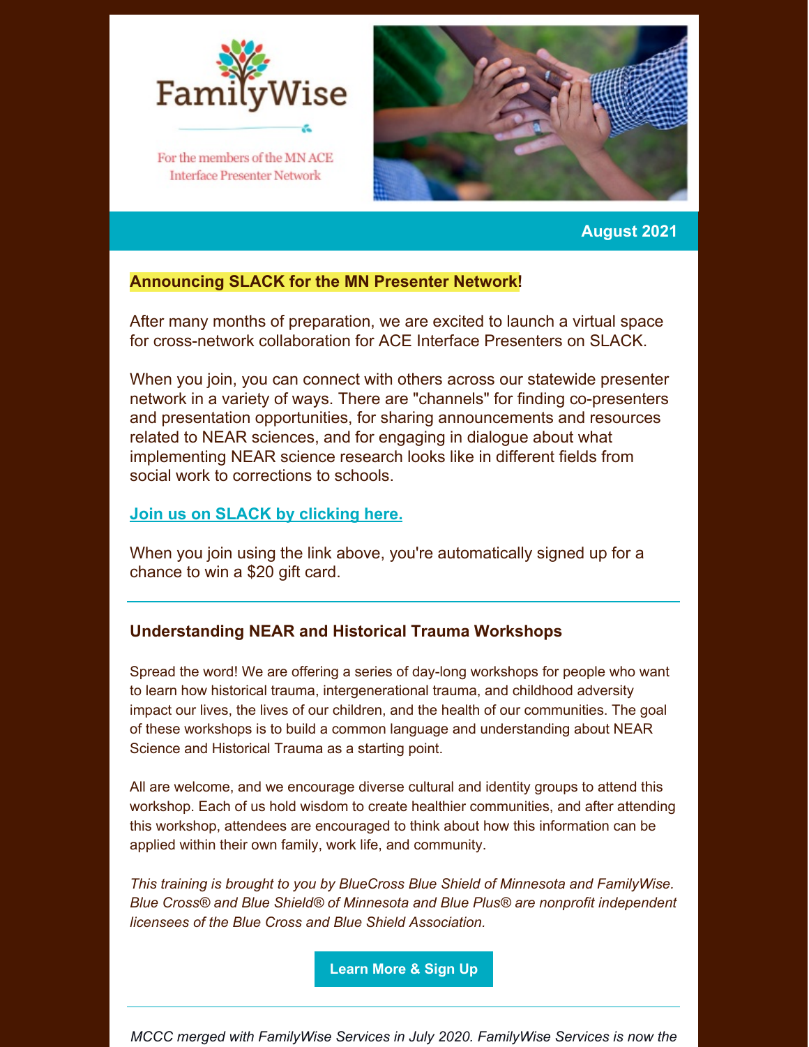FamilyWise

For the members of the MN ACE Interface Presenter Network

**August 2021**

## Announcing SLACK for the MN Presenter Network!

After many months of preparation, we are excited to launch a virtual space for cross-network collaboration for ACE Interface Presenters on SLACK.

When you join, you can connect with others across our statewide presenter network in a variety of ways. There are "channels" for finding co-presenters and presentation opportunities, for sharing announcements and resources related to NEAR sciences, and for engaging in dialogue about what implementing NEAR science research looks like in different fields from social work to corrections to schools.

**Join us on SLACK by clicking here.**

When you join using the link above, you're automatically signed up for a chance to win a $20 gift card.

---

## Understanding NEAR and Historical Trauma Workshops

Spread the word! We are offering a series of day-long workshops for people who want to learn how historical trauma, intergenerational trauma, and childhood adversity impact our lives, the lives of our children, and the health of our communities. The goal of these workshops is to build a common language and understanding about NEAR Science and Historical Trauma as a starting point.

All are welcome, and we encourage diverse cultural and identity groups to attend this workshop. Each of us hold wisdom to create healthier communities, and after attending this workshop, attendees are encouraged to think about how this information can be applied within their own family, work life, and community.

*This training is brought to you by BlueCross Blue Shield of Minnesota and FamilyWise. Blue Cross® and Blue Shield® of Minnesota and Blue Plus® are nonprofit independent licensees of the Blue Cross and Blue Shield Association.*

**Learn More & Sign Up**

---

*MCCC merged with FamilyWise Services in July 2020. FamilyWise Services is now the*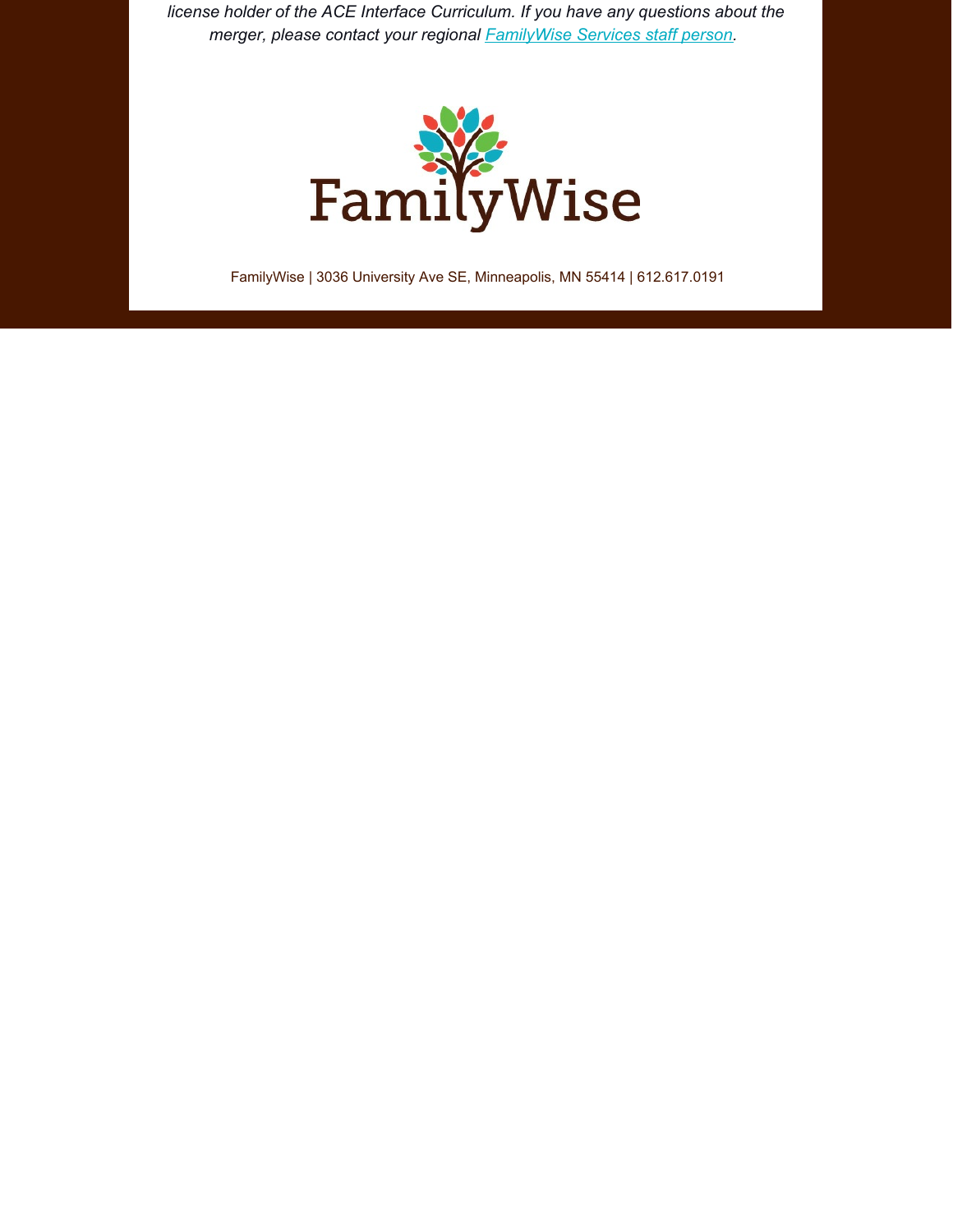*license holder of the ACE Interface Curriculum. If you have any questions about the merger, please contact your regional [FamilyWise Services staff person](#).*

FamilyWise

FamilyWise | 3036 University Ave SE, Minneapolis, MN 55414 | 612.617.0191